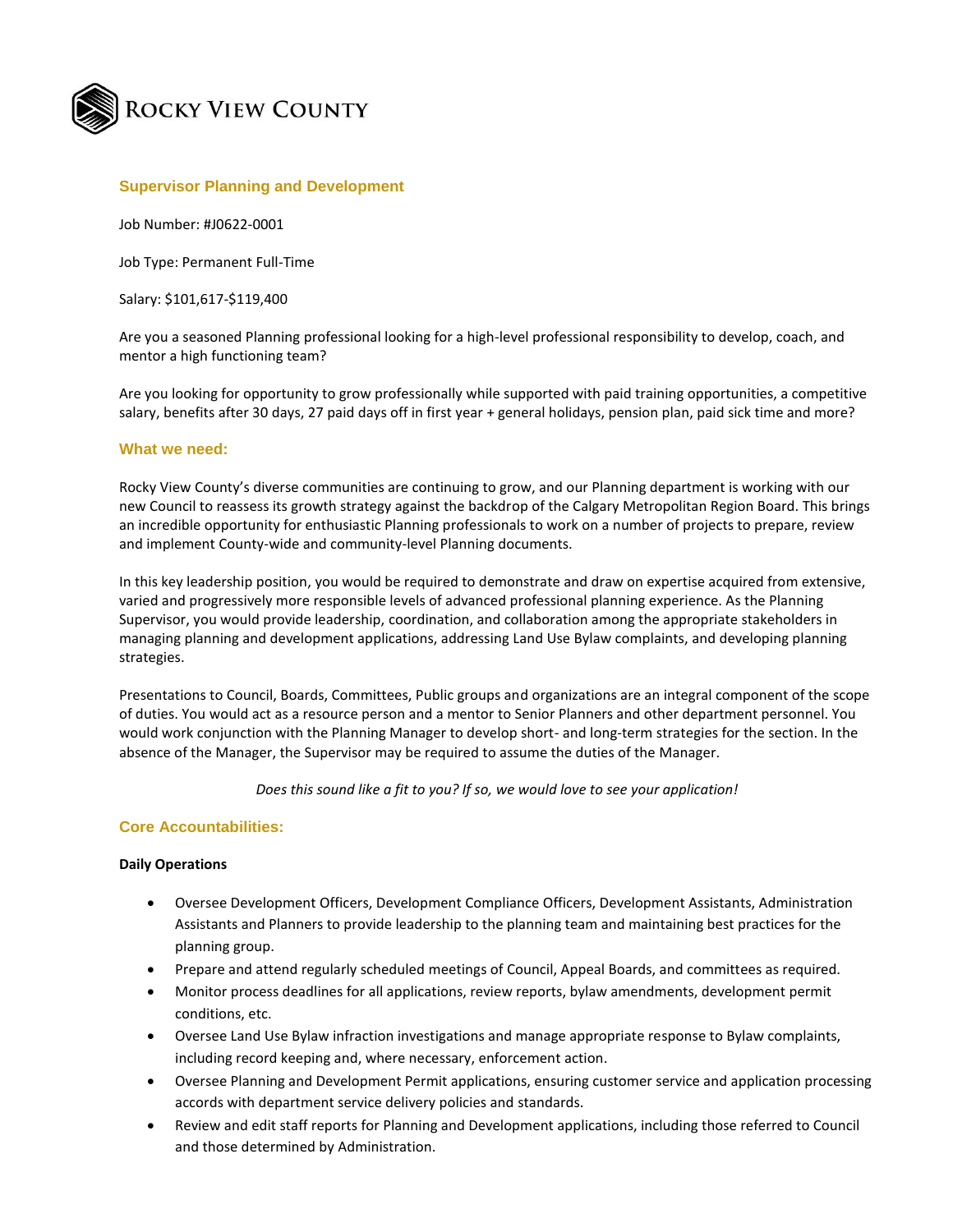Rocky View County

## Supervisor Planning and Development

Job Number: #J0622-0001

Job Type: Permanent Full-Time

Salary: $101,617-$119,400

Are you a seasoned Planning professional looking for a high-level professional responsibility to develop, coach, and mentor a high functioning team?

Are you looking for opportunity to grow professionally while supported with paid training opportunities, a competitive salary, benefits after 30 days, 27 paid days off in first year + general holidays, pension plan, paid sick time and more?

## What we need:

Rocky View County's diverse communities are continuing to grow, and our Planning department is working with our new Council to reassess its growth strategy against the backdrop of the Calgary Metropolitan Region Board. This brings an incredible opportunity for enthusiastic Planning professionals to work on a number of projects to prepare, review and implement County-wide and community-level Planning documents.

In this key leadership position, you would be required to demonstrate and draw on expertise acquired from extensive, varied and progressively more responsible levels of advanced professional planning experience. As the Planning Supervisor, you would provide leadership, coordination, and collaboration among the appropriate stakeholders in managing planning and development applications, addressing Land Use Bylaw complaints, and developing planning strategies.

Presentations to Council, Boards, Committees, Public groups and organizations are an integral component of the scope of duties. You would act as a resource person and a mentor to Senior Planners and other department personnel. You would work conjunction with the Planning Manager to develop short- and long-term strategies for the section. In the absence of the Manager, the Supervisor may be required to assume the duties of the Manager.

*Does this sound like a fit to you? If so, we would love to see your application!*

## Core Accountabilities:

**Daily Operations**

- Oversee Development Officers, Development Compliance Officers, Development Assistants, Administration Assistants and Planners to provide leadership to the planning team and maintaining best practices for the planning group.
- Prepare and attend regularly scheduled meetings of Council, Appeal Boards, and committees as required.
- Monitor process deadlines for all applications, review reports, bylaw amendments, development permit conditions, etc.
- Oversee Land Use Bylaw infraction investigations and manage appropriate response to Bylaw complaints, including record keeping and, where necessary, enforcement action.
- Oversee Planning and Development Permit applications, ensuring customer service and application processing accords with department service delivery policies and standards.
- Review and edit staff reports for Planning and Development applications, including those referred to Council and those determined by Administration.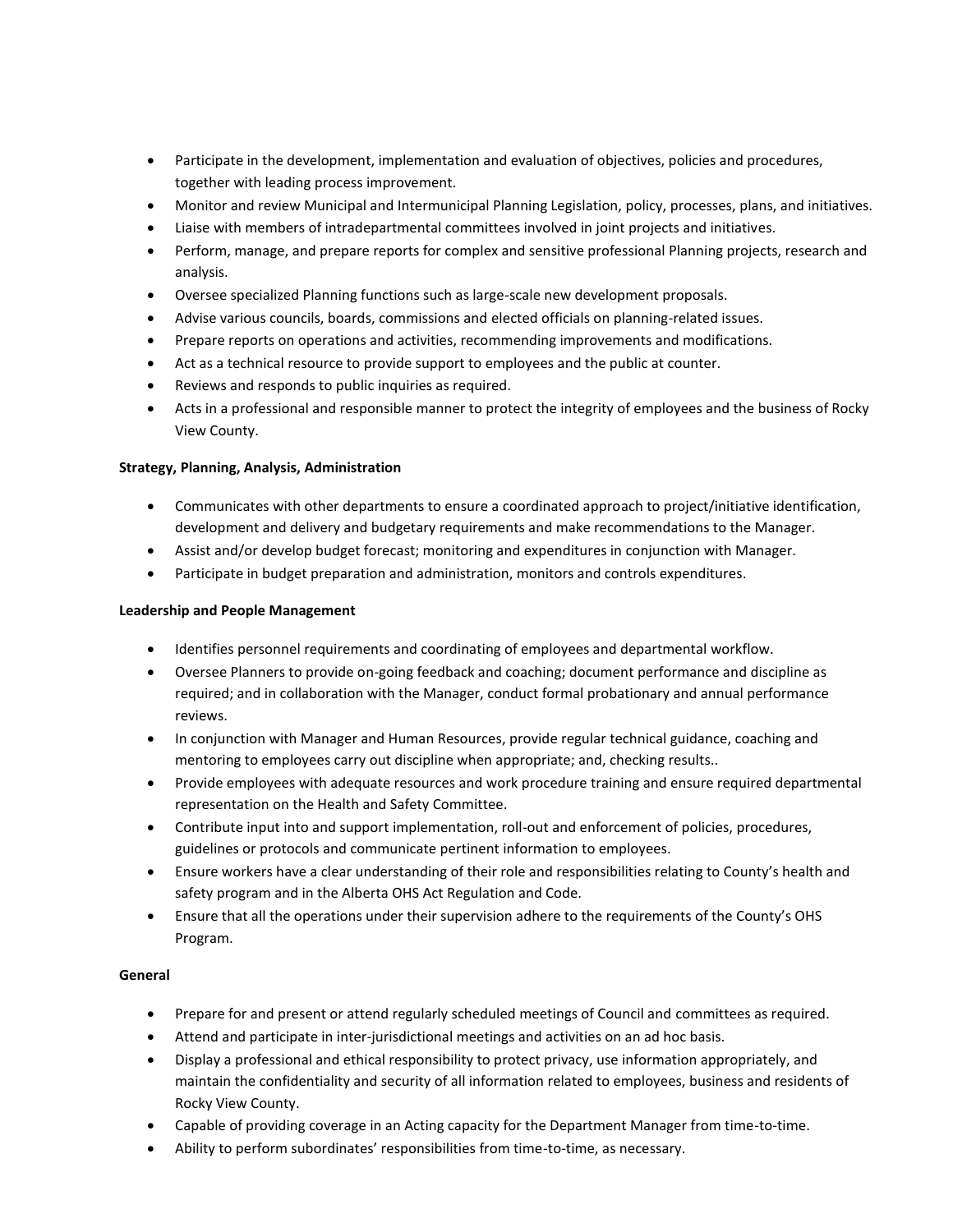- Participate in the development, implementation and evaluation of objectives, policies and procedures, together with leading process improvement.
- Monitor and review Municipal and Intermunicipal Planning Legislation, policy, processes, plans, and initiatives.
- Liaise with members of intradepartmental committees involved in joint projects and initiatives.
- Perform, manage, and prepare reports for complex and sensitive professional Planning projects, research and analysis.
- Oversee specialized Planning functions such as large-scale new development proposals.
- Advise various councils, boards, commissions and elected officials on planning-related issues.
- Prepare reports on operations and activities, recommending improvements and modifications.
- Act as a technical resource to provide support to employees and the public at counter.
- Reviews and responds to public inquiries as required.
- Acts in a professional and responsible manner to protect the integrity of employees and the business of Rocky View County.

**Strategy, Planning, Analysis, Administration**

- Communicates with other departments to ensure a coordinated approach to project/initiative identification, development and delivery and budgetary requirements and make recommendations to the Manager.
- Assist and/or develop budget forecast; monitoring and expenditures in conjunction with Manager.
- Participate in budget preparation and administration, monitors and controls expenditures.

**Leadership and People Management**

- Identifies personnel requirements and coordinating of employees and departmental workflow.
- Oversee Planners to provide on-going feedback and coaching; document performance and discipline as required; and in collaboration with the Manager, conduct formal probationary and annual performance reviews.
- In conjunction with Manager and Human Resources, provide regular technical guidance, coaching and mentoring to employees carry out discipline when appropriate; and, checking results..
- Provide employees with adequate resources and work procedure training and ensure required departmental representation on the Health and Safety Committee.
- Contribute input into and support implementation, roll-out and enforcement of policies, procedures, guidelines or protocols and communicate pertinent information to employees.
- Ensure workers have a clear understanding of their role and responsibilities relating to County's health and safety program and in the Alberta OHS Act Regulation and Code.
- Ensure that all the operations under their supervision adhere to the requirements of the County's OHS Program.

**General**

- Prepare for and present or attend regularly scheduled meetings of Council and committees as required.
- Attend and participate in inter-jurisdictional meetings and activities on an ad hoc basis.
- Display a professional and ethical responsibility to protect privacy, use information appropriately, and maintain the confidentiality and security of all information related to employees, business and residents of Rocky View County.
- Capable of providing coverage in an Acting capacity for the Department Manager from time-to-time.
- Ability to perform subordinates' responsibilities from time-to-time, as necessary.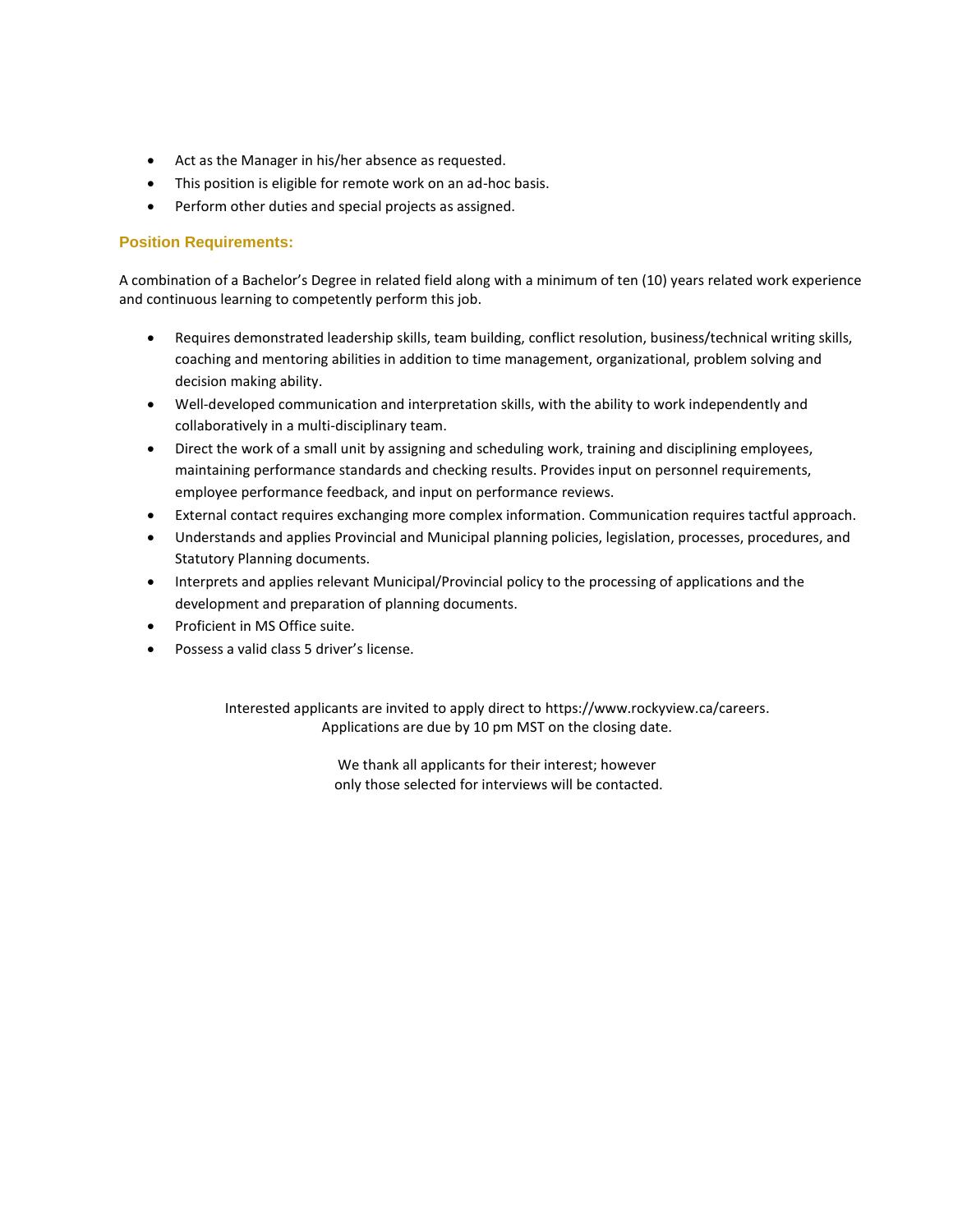- Act as the Manager in his/her absence as requested.
- This position is eligible for remote work on an ad-hoc basis.
- Perform other duties and special projects as assigned.

## Position Requirements:

A combination of a Bachelor's Degree in related field along with a minimum of ten (10) years related work experience and continuous learning to competently perform this job.

- Requires demonstrated leadership skills, team building, conflict resolution, business/technical writing skills, coaching and mentoring abilities in addition to time management, organizational, problem solving and decision making ability.
- Well-developed communication and interpretation skills, with the ability to work independently and collaboratively in a multi-disciplinary team.
- Direct the work of a small unit by assigning and scheduling work, training and disciplining employees, maintaining performance standards and checking results. Provides input on personnel requirements, employee performance feedback, and input on performance reviews.
- External contact requires exchanging more complex information. Communication requires tactful approach.
- Understands and applies Provincial and Municipal planning policies, legislation, processes, procedures, and Statutory Planning documents.
- Interprets and applies relevant Municipal/Provincial policy to the processing of applications and the development and preparation of planning documents.
- Proficient in MS Office suite.
- Possess a valid class 5 driver's license.

Interested applicants are invited to apply direct to https://www.rockyview.ca/careers.
Applications are due by 10 pm MST on the closing date.

We thank all applicants for their interest; however
only those selected for interviews will be contacted.